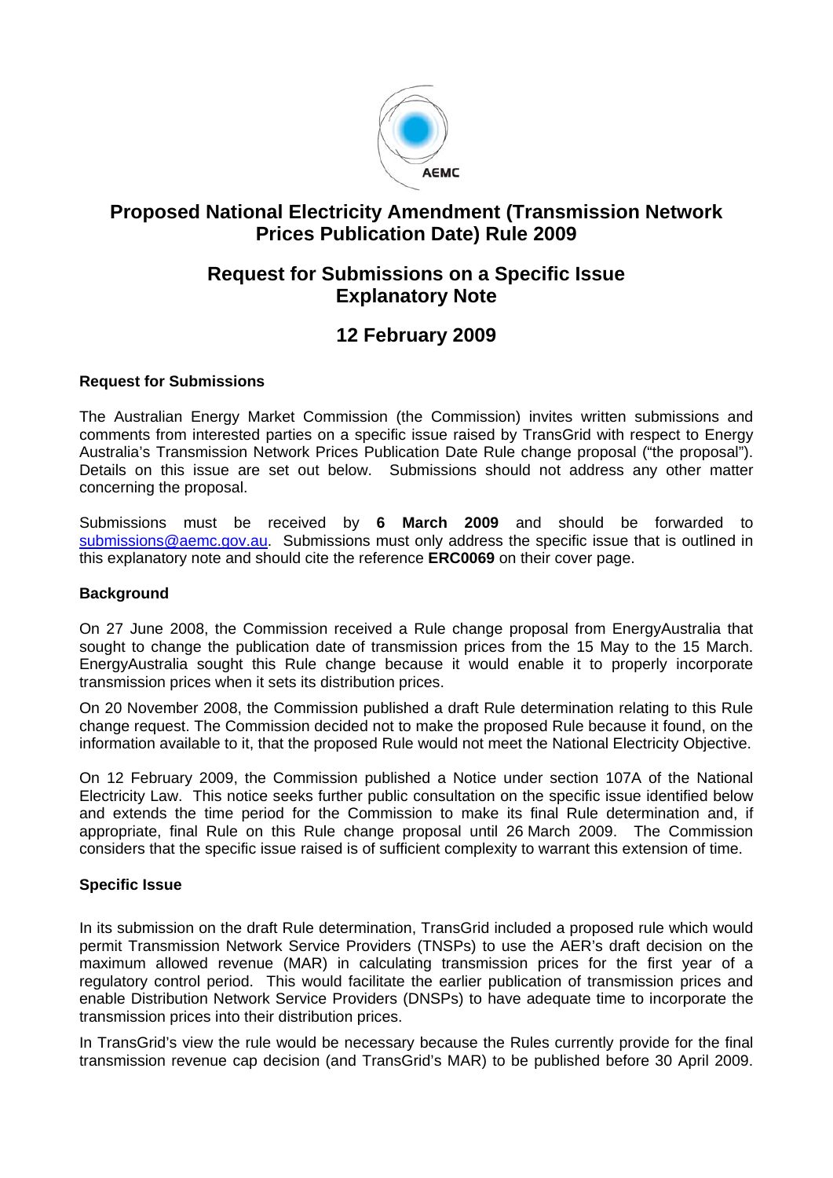# Proposed National Electricity Amendment (Transmission Network Prices Publication Date) Rule 2009

## Request for Submissions on a Specific Issue Explanatory Note

## 12 February 2009

### Request for Submissions

The Australian Energy Market Commission (the Commission) invites written submissions and comments from interested parties on a specific issue raised by TransGrid with respect to Energy Australia's Transmission Network Prices Publication Date Rule change proposal ("the proposal"). Details on this issue are set out below. Submissions should not address any other matter concerning the proposal.

Submissions must be received by **6 March 2009** and should be forwarded to submissions@aemc.gov.au. Submissions must only address the specific issue that is outlined in this explanatory note and should cite the reference **ERC0069** on their cover page.

### Background

On 27 June 2008, the Commission received a Rule change proposal from EnergyAustralia that sought to change the publication date of transmission prices from the 15 May to the 15 March. EnergyAustralia sought this Rule change because it would enable it to properly incorporate transmission prices when it sets its distribution prices.

On 20 November 2008, the Commission published a draft Rule determination relating to this Rule change request. The Commission decided not to make the proposed Rule because it found, on the information available to it, that the proposed Rule would not meet the National Electricity Objective.

On 12 February 2009, the Commission published a Notice under section 107A of the National Electricity Law. This notice seeks further public consultation on the specific issue identified below and extends the time period for the Commission to make its final Rule determination and, if appropriate, final Rule on this Rule change proposal until 26 March 2009. The Commission considers that the specific issue raised is of sufficient complexity to warrant this extension of time.

### Specific Issue

In its submission on the draft Rule determination, TransGrid included a proposed rule which would permit Transmission Network Service Providers (TNSPs) to use the AER's draft decision on the maximum allowed revenue (MAR) in calculating transmission prices for the first year of a regulatory control period. This would facilitate the earlier publication of transmission prices and enable Distribution Network Service Providers (DNSPs) to have adequate time to incorporate the transmission prices into their distribution prices.

In TransGrid's view the rule would be necessary because the Rules currently provide for the final transmission revenue cap decision (and TransGrid's MAR) to be published before 30 April 2009.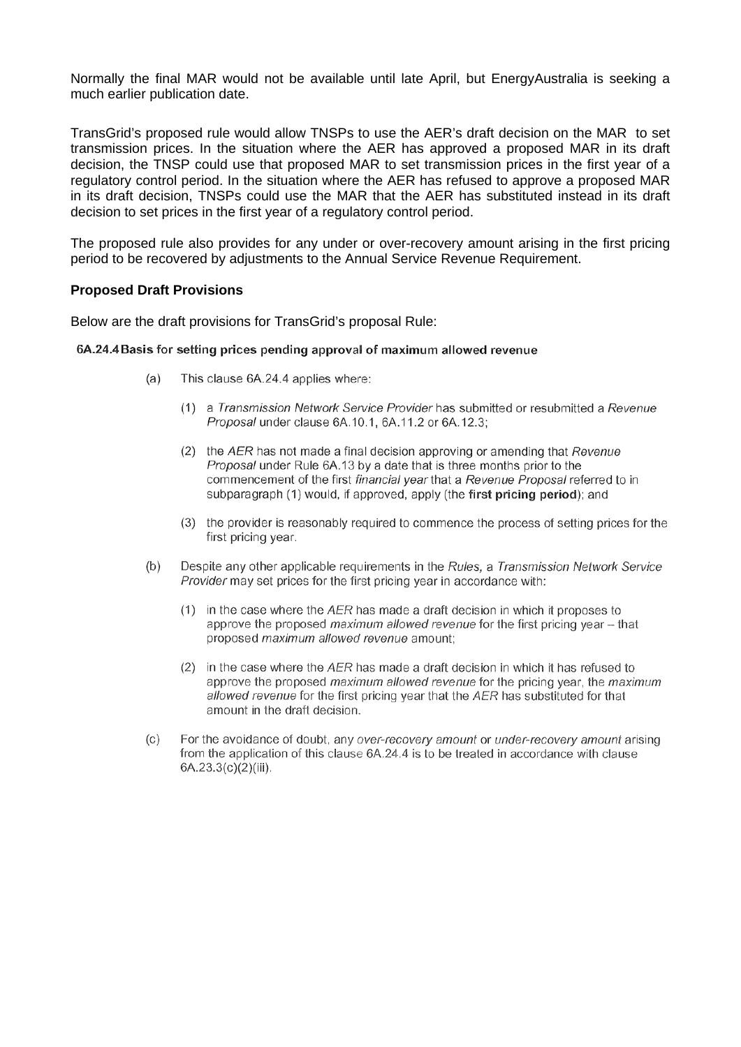Normally the final MAR would not be available until late April, but EnergyAustralia is seeking a much earlier publication date.

TransGrid's proposed rule would allow TNSPs to use the AER's draft decision on the MAR to set transmission prices. In the situation where the AER has approved a proposed MAR in its draft decision, the TNSP could use that proposed MAR to set transmission prices in the first year of a regulatory control period. In the situation where the AER has refused to approve a proposed MAR in its draft decision, TNSPs could use the MAR that the AER has substituted instead in its draft decision to set prices in the first year of a regulatory control period.

The proposed rule also provides for any under or over-recovery amount arising in the first pricing period to be recovered by adjustments to the Annual Service Revenue Requirement.

**Proposed Draft Provisions**

Below are the draft provisions for TransGrid's proposal Rule:

**6A.24.4 Basis for setting prices pending approval of maximum allowed revenue**

(a) This clause 6A.24.4 applies where:

(1) a *Transmission Network Service Provider* has submitted or resubmitted a *Revenue Proposal* under clause 6A.10.1, 6A.11.2 or 6A.12.3;

(2) the *AER* has not made a final decision approving or amending that *Revenue Proposal* under Rule 6A.13 by a date that is three months prior to the commencement of the first *financial year* that a *Revenue Proposal* referred to in subparagraph (1) would, if approved, apply (the **first pricing period**); and

(3) the provider is reasonably required to commence the process of setting prices for the first pricing year.

(b) Despite any other applicable requirements in the *Rules*, a *Transmission Network Service Provider* may set prices for the first pricing year in accordance with:

(1) in the case where the *AER* has made a draft decision in which it proposes to approve the proposed *maximum allowed revenue* for the first pricing year – that proposed *maximum allowed revenue* amount;

(2) in the case where the *AER* has made a draft decision in which it has refused to approve the proposed *maximum allowed revenue* for the pricing year, the *maximum allowed revenue* for the first pricing year that the *AER* has substituted for that amount in the draft decision.

(c) For the avoidance of doubt, any *over-recovery amount* or *under-recovery amount* arising from the application of this clause 6A.24.4 is to be treated in accordance with clause 6A.23.3(c)(2)(iii).